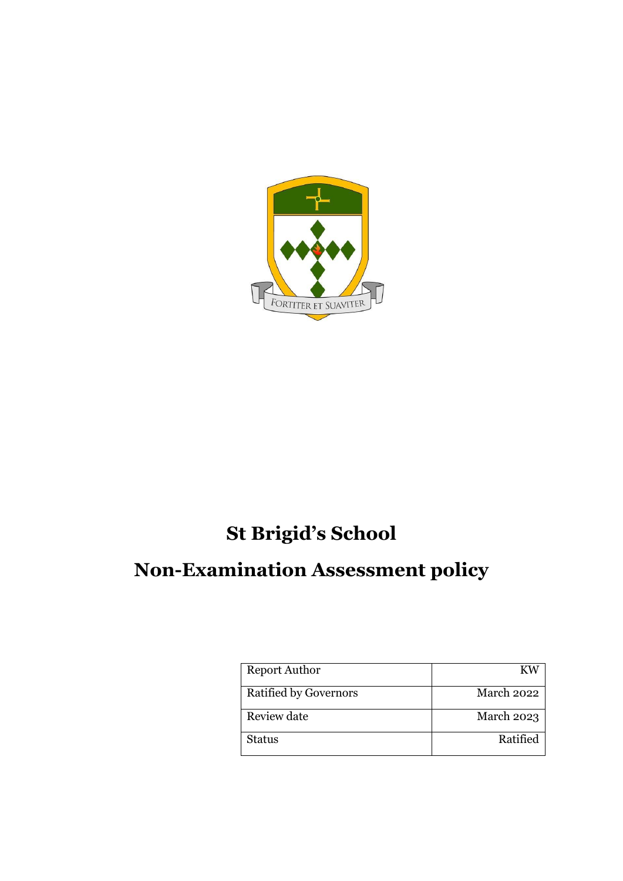# St Brigid's School

# Non-Examination Assessment policy

| Report Author | KW |
|---|---|
| Ratified by Governors | March 2022 |
| Review date | March 2023 |
| Status | Ratified |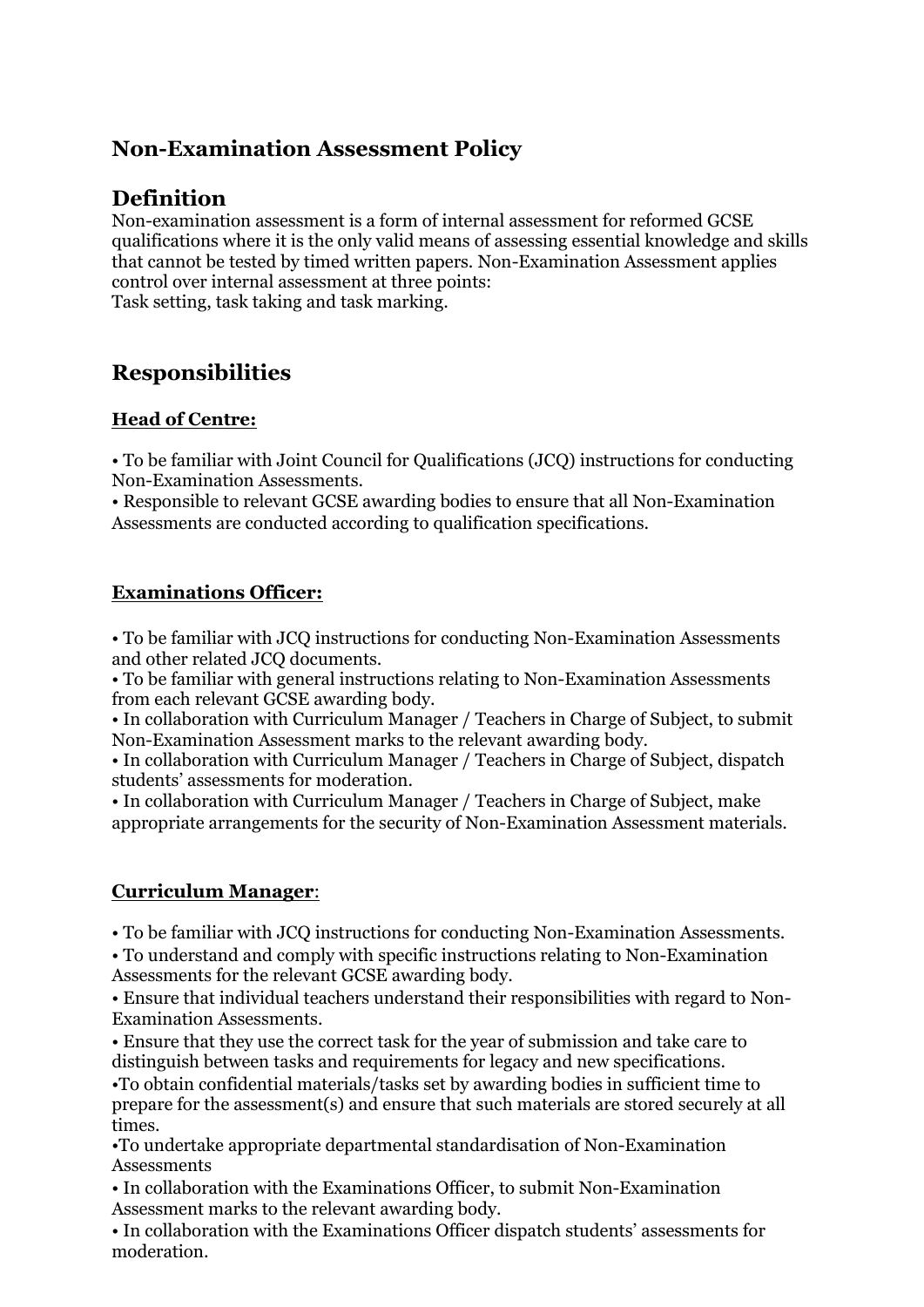## Non-Examination Assessment Policy

## Definition

Non-examination assessment is a form of internal assessment for reformed GCSE qualifications where it is the only valid means of assessing essential knowledge and skills that cannot be tested by timed written papers. Non-Examination Assessment applies control over internal assessment at three points:
Task setting, task taking and task marking.

## Responsibilities

### <u>Head of Centre:</u>

• To be familiar with Joint Council for Qualifications (JCQ) instructions for conducting Non-Examination Assessments.
• Responsible to relevant GCSE awarding bodies to ensure that all Non-Examination Assessments are conducted according to qualification specifications.

### <u>Examinations Officer:</u>

• To be familiar with JCQ instructions for conducting Non-Examination Assessments and other related JCQ documents.
• To be familiar with general instructions relating to Non-Examination Assessments from each relevant GCSE awarding body.
• In collaboration with Curriculum Manager / Teachers in Charge of Subject, to submit Non-Examination Assessment marks to the relevant awarding body.
• In collaboration with Curriculum Manager / Teachers in Charge of Subject, dispatch students' assessments for moderation.
• In collaboration with Curriculum Manager / Teachers in Charge of Subject, make appropriate arrangements for the security of Non-Examination Assessment materials.

### <u>Curriculum Manager</u>:

• To be familiar with JCQ instructions for conducting Non-Examination Assessments.
• To understand and comply with specific instructions relating to Non-Examination Assessments for the relevant GCSE awarding body.
• Ensure that individual teachers understand their responsibilities with regard to Non-Examination Assessments.
• Ensure that they use the correct task for the year of submission and take care to distinguish between tasks and requirements for legacy and new specifications.
•To obtain confidential materials/tasks set by awarding bodies in sufficient time to prepare for the assessment(s) and ensure that such materials are stored securely at all times.
•To undertake appropriate departmental standardisation of Non-Examination Assessments
• In collaboration with the Examinations Officer, to submit Non-Examination Assessment marks to the relevant awarding body.
• In collaboration with the Examinations Officer dispatch students' assessments for moderation.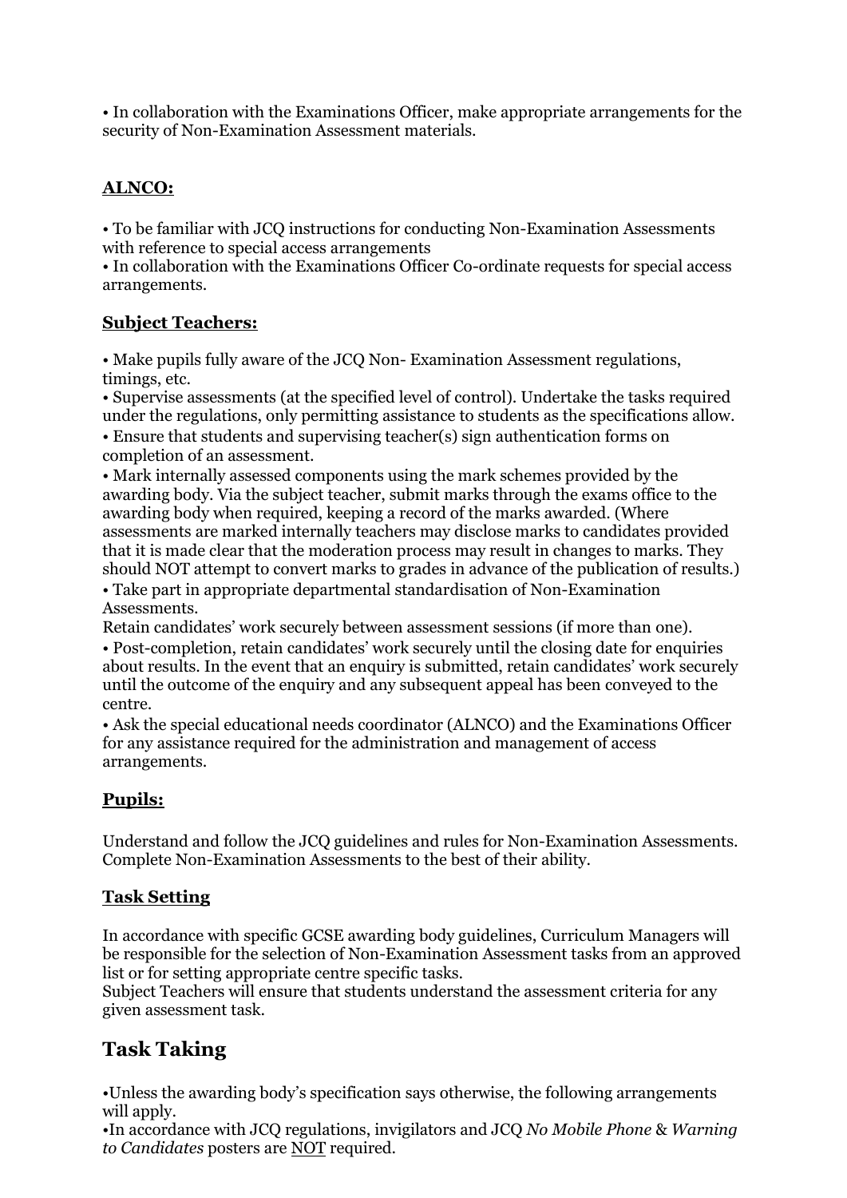• In collaboration with the Examinations Officer, make appropriate arrangements for the security of Non-Examination Assessment materials.

**ALNCO:**

• To be familiar with JCQ instructions for conducting Non-Examination Assessments with reference to special access arrangements
• In collaboration with the Examinations Officer Co-ordinate requests for special access arrangements.

**Subject Teachers:**

• Make pupils fully aware of the JCQ Non- Examination Assessment regulations, timings, etc.
• Supervise assessments (at the specified level of control). Undertake the tasks required under the regulations, only permitting assistance to students as the specifications allow.
• Ensure that students and supervising teacher(s) sign authentication forms on completion of an assessment.
• Mark internally assessed components using the mark schemes provided by the awarding body. Via the subject teacher, submit marks through the exams office to the awarding body when required, keeping a record of the marks awarded. (Where assessments are marked internally teachers may disclose marks to candidates provided that it is made clear that the moderation process may result in changes to marks. They should NOT attempt to convert marks to grades in advance of the publication of results.)
• Take part in appropriate departmental standardisation of Non-Examination Assessments.
Retain candidates' work securely between assessment sessions (if more than one).
• Post-completion, retain candidates' work securely until the closing date for enquiries about results. In the event that an enquiry is submitted, retain candidates' work securely until the outcome of the enquiry and any subsequent appeal has been conveyed to the centre.
• Ask the special educational needs coordinator (ALNCO) and the Examinations Officer for any assistance required for the administration and management of access arrangements.

**Pupils:**

Understand and follow the JCQ guidelines and rules for Non-Examination Assessments. Complete Non-Examination Assessments to the best of their ability.

**Task Setting**

In accordance with specific GCSE awarding body guidelines, Curriculum Managers will be responsible for the selection of Non-Examination Assessment tasks from an approved list or for setting appropriate centre specific tasks.
Subject Teachers will ensure that students understand the assessment criteria for any given assessment task.

## Task Taking

•Unless the awarding body's specification says otherwise, the following arrangements will apply.
•In accordance with JCQ regulations, invigilators and JCQ *No Mobile Phone* & *Warning to Candidates* posters are NOT required.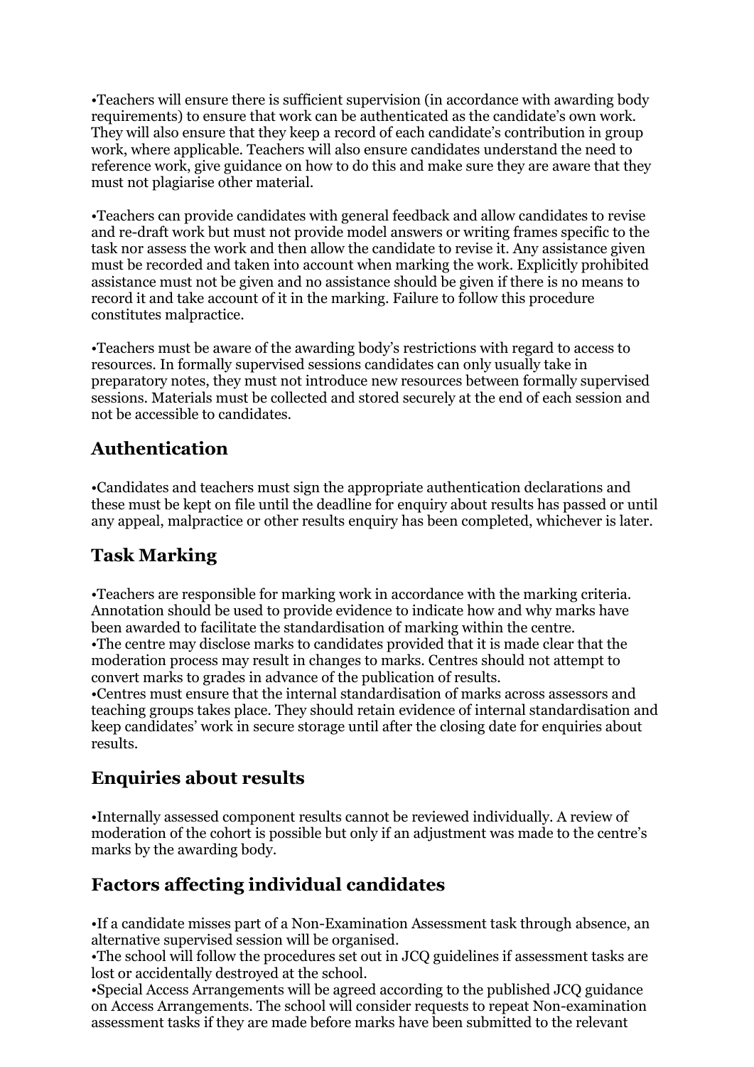•Teachers will ensure there is sufficient supervision (in accordance with awarding body requirements) to ensure that work can be authenticated as the candidate's own work. They will also ensure that they keep a record of each candidate's contribution in group work, where applicable. Teachers will also ensure candidates understand the need to reference work, give guidance on how to do this and make sure they are aware that they must not plagiarise other material.

•Teachers can provide candidates with general feedback and allow candidates to revise and re-draft work but must not provide model answers or writing frames specific to the task nor assess the work and then allow the candidate to revise it. Any assistance given must be recorded and taken into account when marking the work. Explicitly prohibited assistance must not be given and no assistance should be given if there is no means to record it and take account of it in the marking. Failure to follow this procedure constitutes malpractice.

•Teachers must be aware of the awarding body's restrictions with regard to access to resources. In formally supervised sessions candidates can only usually take in preparatory notes, they must not introduce new resources between formally supervised sessions. Materials must be collected and stored securely at the end of each session and not be accessible to candidates.

## Authentication

•Candidates and teachers must sign the appropriate authentication declarations and these must be kept on file until the deadline for enquiry about results has passed or until any appeal, malpractice or other results enquiry has been completed, whichever is later.

## Task Marking

•Teachers are responsible for marking work in accordance with the marking criteria. Annotation should be used to provide evidence to indicate how and why marks have been awarded to facilitate the standardisation of marking within the centre.
•The centre may disclose marks to candidates provided that it is made clear that the moderation process may result in changes to marks. Centres should not attempt to convert marks to grades in advance of the publication of results.
•Centres must ensure that the internal standardisation of marks across assessors and teaching groups takes place. They should retain evidence of internal standardisation and keep candidates' work in secure storage until after the closing date for enquiries about results.

## Enquiries about results

•Internally assessed component results cannot be reviewed individually. A review of moderation of the cohort is possible but only if an adjustment was made to the centre's marks by the awarding body.

## Factors affecting individual candidates

•If a candidate misses part of a Non-Examination Assessment task through absence, an alternative supervised session will be organised.
•The school will follow the procedures set out in JCQ guidelines if assessment tasks are lost or accidentally destroyed at the school.
•Special Access Arrangements will be agreed according to the published JCQ guidance on Access Arrangements. The school will consider requests to repeat Non-examination assessment tasks if they are made before marks have been submitted to the relevant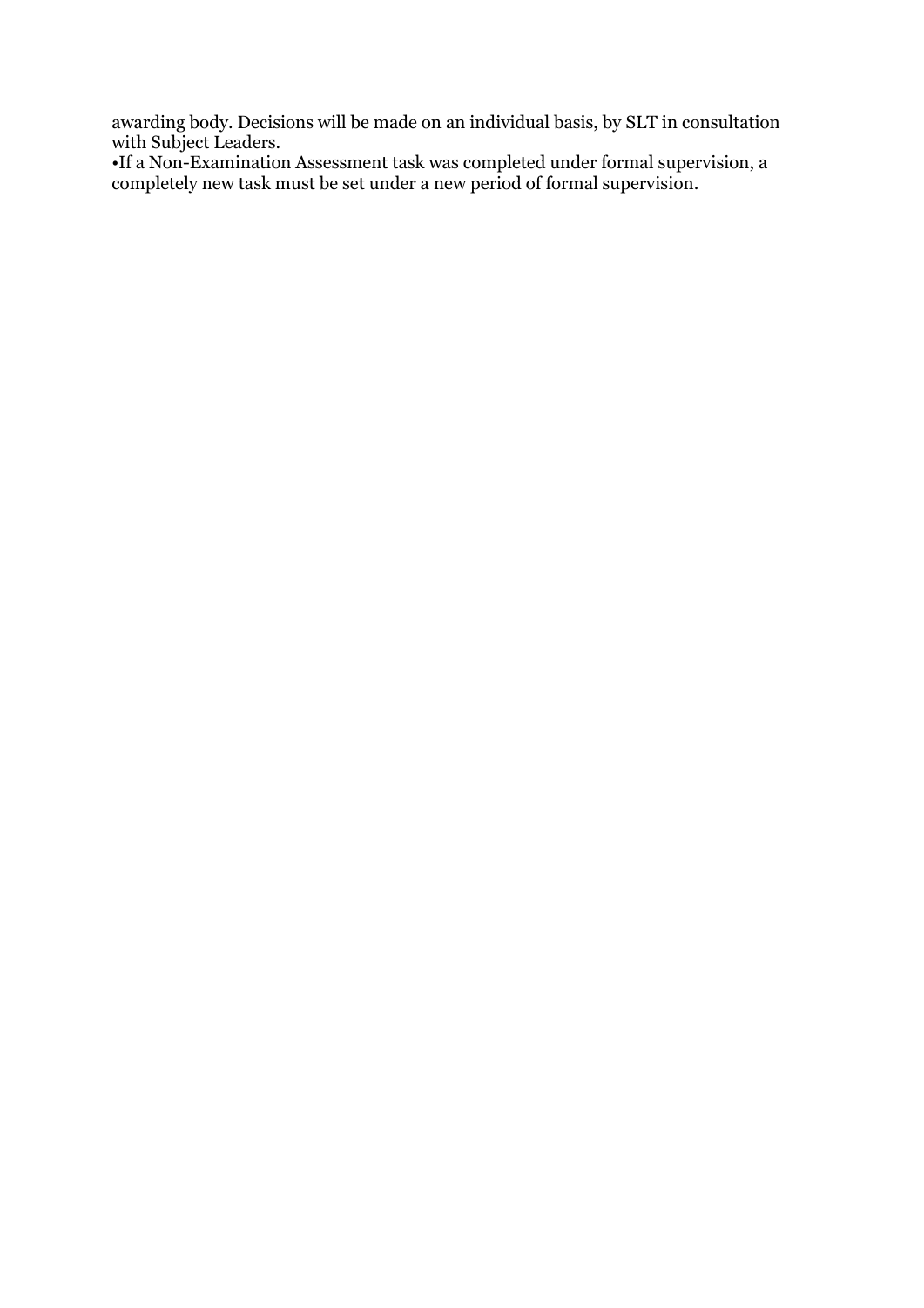awarding body. Decisions will be made on an individual basis, by SLT in consultation with Subject Leaders.

- If a Non-Examination Assessment task was completed under formal supervision, a completely new task must be set under a new period of formal supervision.